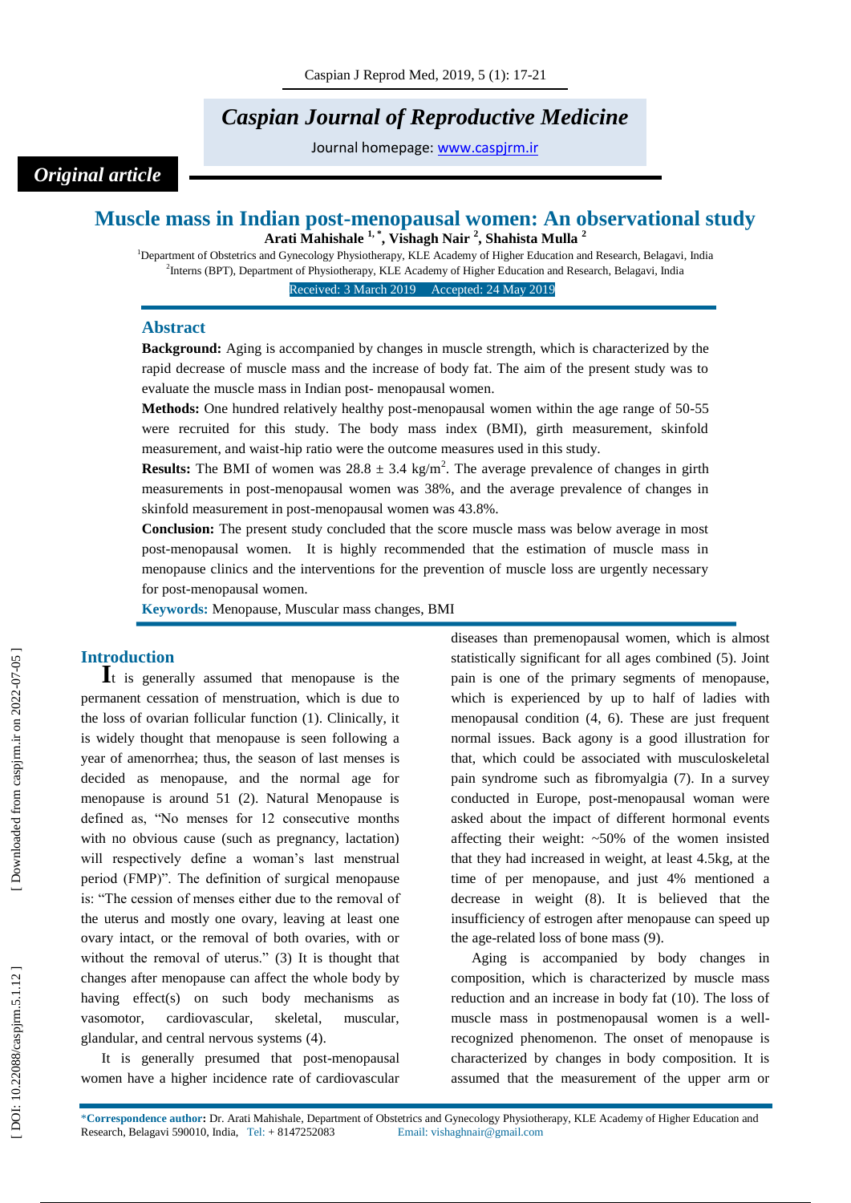# Caspian Journal of Reproductive Medicine

Journal homepage: www.caspjrm.ir

*Original article*

## Muscle mass in Indian post-menopausal women: An observational study

**Arati Mahishale [1,*], Vishagh Nair [2], Shahista Mulla [2]**

[1]Department of Obstetrics and Gynecology Physiotherapy, KLE Academy of Higher Education and Research, Belagavi, India
[2]Interns (BPT), Department of Physiotherapy, KLE Academy of Higher Education and Research, Belagavi, India

Received: 3 March 2019 Accepted: 24 May 2019

### Abstract

**Background:** Aging is accompanied by changes in muscle strength, which is characterized by the rapid decrease of muscle mass and the increase of body fat. The aim of the present study was to evaluate the muscle mass in Indian post- menopausal women.

**Methods:** One hundred relatively healthy post-menopausal women within the age range of 50-55 were recruited for this study. The body mass index (BMI), girth measurement, skinfold measurement, and waist-hip ratio were the outcome measures used in this study.

**Results:** The BMI of women was $28.8 \pm 3.4$ kg/m$^2$. The average prevalence of changes in girth measurements in post-menopausal women was 38%, and the average prevalence of changes in skinfold measurement in post-menopausal women was 43.8%.

**Conclusion:** The present study concluded that the score muscle mass was below average in most post-menopausal women. It is highly recommended that the estimation of muscle mass in menopause clinics and the interventions for the prevention of muscle loss are urgently necessary for post-menopausal women.

**Keywords:** Menopause, Muscular mass changes, BMI

## Introduction

It is generally assumed that menopause is the permanent cessation of menstruation, which is due to the loss of ovarian follicular function (1). Clinically, it is widely thought that menopause is seen following a year of amenorrhea; thus, the season of last menses is decided as menopause, and the normal age for menopause is around 51 (2). Natural Menopause is defined as, "No menses for 12 consecutive months with no obvious cause (such as pregnancy, lactation) will respectively define a woman's last menstrual period (FMP)". The definition of surgical menopause is: "The cession of menses either due to the removal of the uterus and mostly one ovary, leaving at least one ovary intact, or the removal of both ovaries, with or without the removal of uterus." (3) It is thought that changes after menopause can affect the whole body by having effect(s) on such body mechanisms as vasomotor, cardiovascular, skeletal, muscular, glandular, and central nervous systems (4).

It is generally presumed that post-menopausal women have a higher incidence rate of cardiovascular diseases than premenopausal women, which is almost statistically significant for all ages combined (5). Joint pain is one of the primary segments of menopause, which is experienced by up to half of ladies with menopausal condition (4, 6). These are just frequent normal issues. Back agony is a good illustration for that, which could be associated with musculoskeletal pain syndrome such as fibromyalgia (7). In a survey conducted in Europe, post-menopausal woman were asked about the impact of different hormonal events affecting their weight: ~50% of the women insisted that they had increased in weight, at least 4.5kg, at the time of per menopause, and just 4% mentioned a decrease in weight (8). It is believed that the insufficiency of estrogen after menopause can speed up the age-related loss of bone mass (9).

Aging is accompanied by body changes in composition, which is characterized by muscle mass reduction and an increase in body fat (10). The loss of muscle mass in postmenopausal women is a well-recognized phenomenon. The onset of menopause is characterized by changes in body composition. It is assumed that the measurement of the upper arm or

*Correspondence author: Dr. Arati Mahishale, Department of Obstetrics and Gynecology Physiotherapy, KLE Academy of Higher Education and Research, Belagavi 590010, India, Tel: + 8147252083 Email: vishaghnair@gmail.com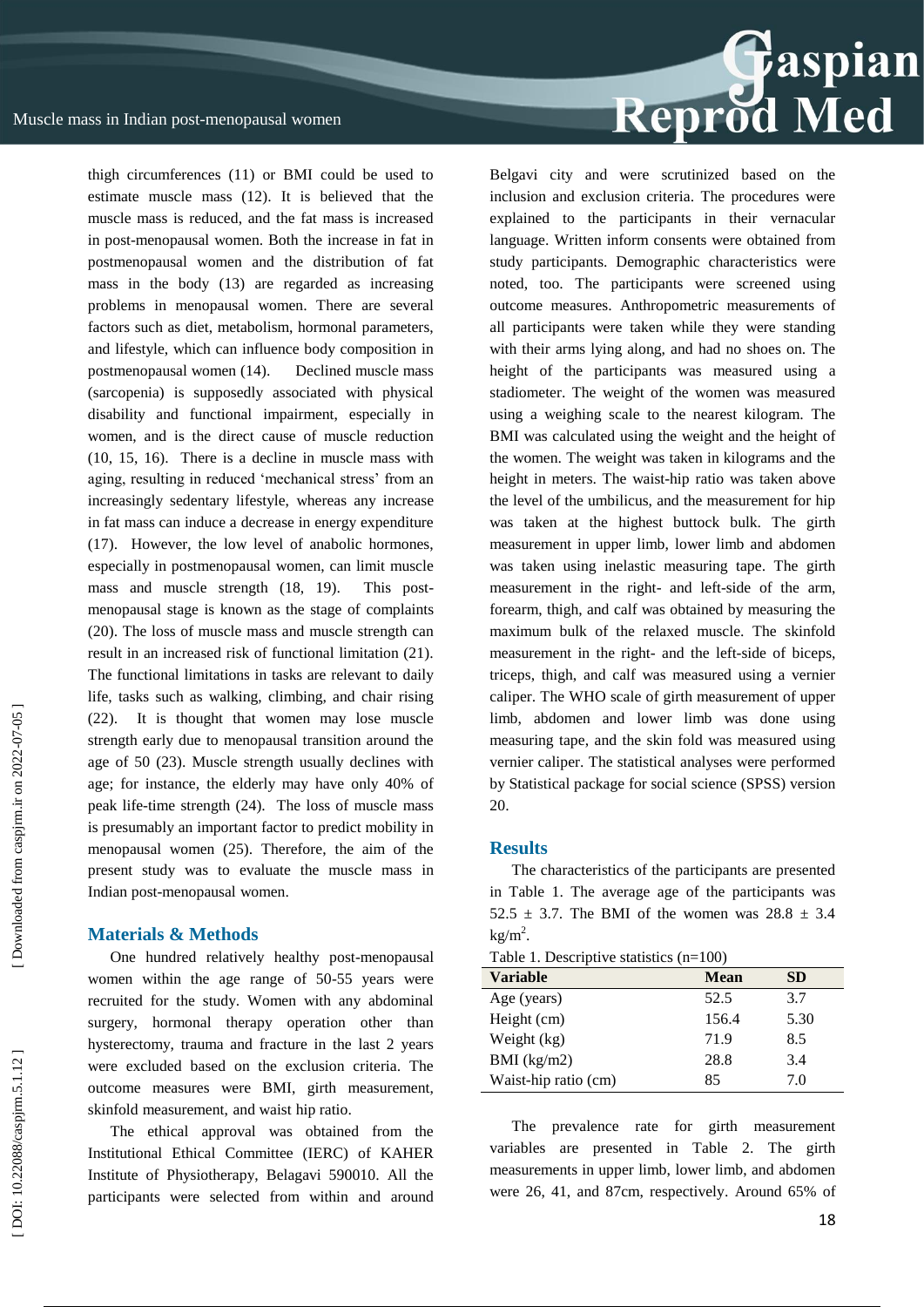thigh circumferences (11) or BMI could be used to estimate muscle mass (12). It is believed that the muscle mass is reduced, and the fat mass is increased in post-menopausal women. Both the increase in fat in postmenopausal women and the distribution of fat mass in the body (13) are regarded as increasing problems in menopausal women. There are several factors such as diet, metabolism, hormonal parameters, and lifestyle, which can influence body composition in postmenopausal women (14). Declined muscle mass (sarcopenia) is supposedly associated with physical disability and functional impairment, especially in women, and is the direct cause of muscle reduction (10, 15, 16). There is a decline in muscle mass with aging, resulting in reduced 'mechanical stress' from an increasingly sedentary lifestyle, whereas any increase in fat mass can induce a decrease in energy expenditure (17). However, the low level of anabolic hormones, especially in postmenopausal women, can limit muscle mass and muscle strength (18, 19). This post-menopausal stage is known as the stage of complaints (20). The loss of muscle mass and muscle strength can result in an increased risk of functional limitation (21). The functional limitations in tasks are relevant to daily life, tasks such as walking, climbing, and chair rising (22). It is thought that women may lose muscle strength early due to menopausal transition around the age of 50 (23). Muscle strength usually declines with age; for instance, the elderly may have only 40% of peak life-time strength (24). The loss of muscle mass is presumably an important factor to predict mobility in menopausal women (25). Therefore, the aim of the present study was to evaluate the muscle mass in Indian post-menopausal women.

## Materials & Methods

One hundred relatively healthy post-menopausal women within the age range of 50-55 years were recruited for the study. Women with any abdominal surgery, hormonal therapy operation other than hysterectomy, trauma and fracture in the last 2 years were excluded based on the exclusion criteria. The outcome measures were BMI, girth measurement, skinfold measurement, and waist hip ratio.

The ethical approval was obtained from the Institutional Ethical Committee (IERC) of KAHER Institute of Physiotherapy, Belagavi 590010. All the participants were selected from within and around Belgavi city and were scrutinized based on the inclusion and exclusion criteria. The procedures were explained to the participants in their vernacular language. Written inform consents were obtained from study participants. Demographic characteristics were noted, too. The participants were screened using outcome measures. Anthropometric measurements of all participants were taken while they were standing with their arms lying along, and had no shoes on. The height of the participants was measured using a stadiometer. The weight of the women was measured using a weighing scale to the nearest kilogram. The BMI was calculated using the weight and the height of the women. The weight was taken in kilograms and the height in meters. The waist-hip ratio was taken above the level of the umbilicus, and the measurement for hip was taken at the highest buttock bulk. The girth measurement in upper limb, lower limb and abdomen was taken using inelastic measuring tape. The girth measurement in the right- and left-side of the arm, forearm, thigh, and calf was obtained by measuring the maximum bulk of the relaxed muscle. The skinfold measurement in the right- and the left-side of biceps, triceps, thigh, and calf was measured using a vernier caliper. The WHO scale of girth measurement of upper limb, abdomen and lower limb was done using measuring tape, and the skin fold was measured using vernier caliper. The statistical analyses were performed by Statistical package for social science (SPSS) version 20.

## Results

The characteristics of the participants are presented in Table 1. The average age of the participants was 52.5 ± 3.7. The BMI of the women was 28.8 ± 3.4 $kg/m^2$.

Table 1. Descriptive statistics (n=100)

| Variable | Mean | SD |
|---|---|---|
| Age (years) | 52.5 | 3.7 |
| Height (cm) | 156.4 | 5.30 |
| Weight (kg) | 71.9 | 8.5 |
| BMI (kg/m2) | 28.8 | 3.4 |
| Waist-hip ratio (cm) | 85 | 7.0 |

The prevalence rate for girth measurement variables are presented in Table 2. The girth measurements in upper limb, lower limb, and abdomen were 26, 41, and 87cm, respectively. Around 65% of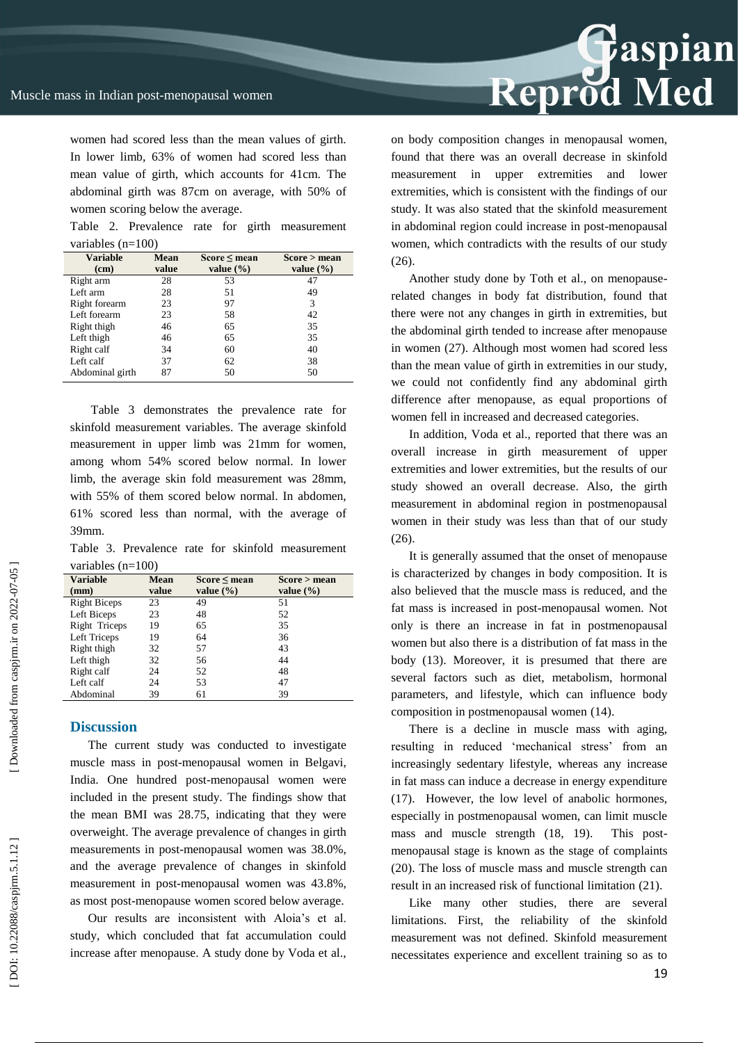women had scored less than the mean values of girth. In lower limb, 63% of women had scored less than mean value of girth, which accounts for 41cm. The abdominal girth was 87cm on average, with 50% of women scoring below the average.

Table 2. Prevalence rate for girth measurement variables (n=100)

| Variable (cm) | Mean value | Score ≤ mean value (%) | Score > mean value (%) |
|---|---|---|---|
| Right arm | 28 | 53 | 47 |
| Left arm | 28 | 51 | 49 |
| Right forearm | 23 | 97 | 3 |
| Left forearm | 23 | 58 | 42 |
| Right thigh | 46 | 65 | 35 |
| Left thigh | 46 | 65 | 35 |
| Right calf | 34 | 60 | 40 |
| Left calf | 37 | 62 | 38 |
| Abdominal girth | 87 | 50 | 50 |

Table 3 demonstrates the prevalence rate for skinfold measurement variables. The average skinfold measurement in upper limb was 21mm for women, among whom 54% scored below normal. In lower limb, the average skin fold measurement was 28mm, with 55% of them scored below normal. In abdomen, 61% scored less than normal, with the average of 39mm.

Table 3. Prevalence rate for skinfold measurement variables (n=100)

| Variable (mm) | Mean value | Score ≤ mean value (%) | Score > mean value (%) |
|---|---|---|---|
| Right Biceps | 23 | 49 | 51 |
| Left Biceps | 23 | 48 | 52 |
| Right Triceps | 19 | 65 | 35 |
| Left Triceps | 19 | 64 | 36 |
| Right thigh | 32 | 57 | 43 |
| Left thigh | 32 | 56 | 44 |
| Right calf | 24 | 52 | 48 |
| Left calf | 24 | 53 | 47 |
| Abdominal | 39 | 61 | 39 |

## Discussion

The current study was conducted to investigate muscle mass in post-menopausal women in Belgavi, India. One hundred post-menopausal women were included in the present study. The findings show that the mean BMI was 28.75, indicating that they were overweight. The average prevalence of changes in girth measurements in post-menopausal women was 38.0%, and the average prevalence of changes in skinfold measurement in post-menopausal women was 43.8%, as most post-menopause women scored below average.

Our results are inconsistent with Aloia's et al. study, which concluded that fat accumulation could increase after menopause. A study done by Voda et al., on body composition changes in menopausal women, found that there was an overall decrease in skinfold measurement in upper extremities and lower extremities, which is consistent with the findings of our study. It was also stated that the skinfold measurement in abdominal region could increase in post-menopausal women, which contradicts with the results of our study (26).

Another study done by Toth et al., on menopause-related changes in body fat distribution, found that there were not any changes in girth in extremities, but the abdominal girth tended to increase after menopause in women (27). Although most women had scored less than the mean value of girth in extremities in our study, we could not confidently find any abdominal girth difference after menopause, as equal proportions of women fell in increased and decreased categories.

In addition, Voda et al., reported that there was an overall increase in girth measurement of upper extremities and lower extremities, but the results of our study showed an overall decrease. Also, the girth measurement in abdominal region in postmenopausal women in their study was less than that of our study (26).

It is generally assumed that the onset of menopause is characterized by changes in body composition. It is also believed that the muscle mass is reduced, and the fat mass is increased in post-menopausal women. Not only is there an increase in fat in postmenopausal women but also there is a distribution of fat mass in the body (13). Moreover, it is presumed that there are several factors such as diet, metabolism, hormonal parameters, and lifestyle, which can influence body composition in postmenopausal women (14).

There is a decline in muscle mass with aging, resulting in reduced 'mechanical stress' from an increasingly sedentary lifestyle, whereas any increase in fat mass can induce a decrease in energy expenditure (17). However, the low level of anabolic hormones, especially in postmenopausal women, can limit muscle mass and muscle strength (18, 19). This post-menopausal stage is known as the stage of complaints (20). The loss of muscle mass and muscle strength can result in an increased risk of functional limitation (21).

Like many other studies, there are several limitations. First, the reliability of the skinfold measurement was not defined. Skinfold measurement necessitates experience and excellent training so as to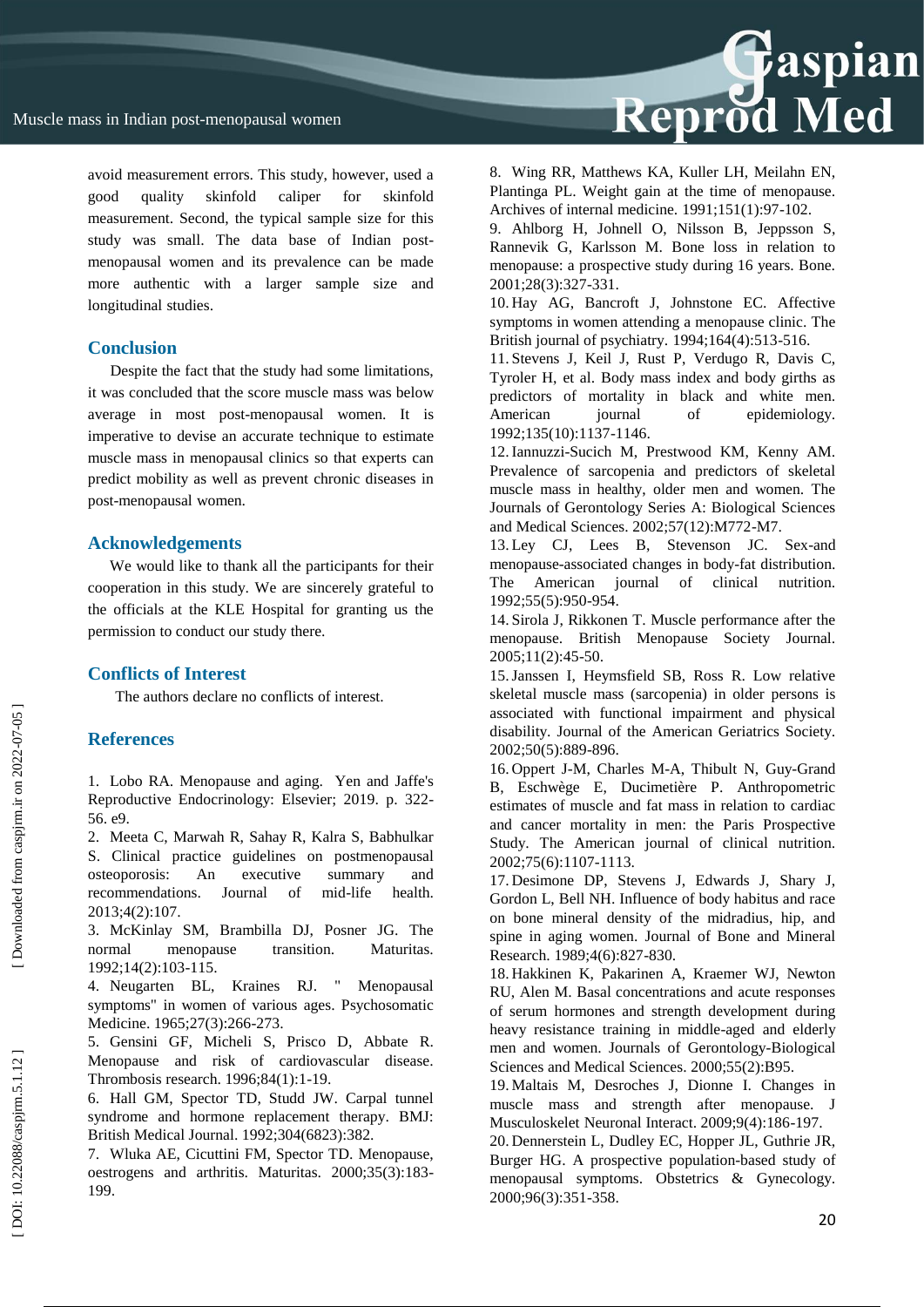avoid measurement errors. This study, however, used a good quality skinfold caliper for skinfold measurement. Second, the typical sample size for this study was small. The data base of Indian post-menopausal women and its prevalence can be made more authentic with a larger sample size and longitudinal studies.

## Conclusion

Despite the fact that the study had some limitations, it was concluded that the score muscle mass was below average in most post-menopausal women. It is imperative to devise an accurate technique to estimate muscle mass in menopausal clinics so that experts can predict mobility as well as prevent chronic diseases in post-menopausal women.

## Acknowledgements

We would like to thank all the participants for their cooperation in this study. We are sincerely grateful to the officials at the KLE Hospital for granting us the permission to conduct our study there.

## Conflicts of Interest

The authors declare no conflicts of interest.

## References

1. Lobo RA. Menopause and aging. Yen and Jaffe's Reproductive Endocrinology: Elsevier; 2019. p. 322-56. e9.
2. Meeta C, Marwah R, Sahay R, Kalra S, Babhulkar S. Clinical practice guidelines on postmenopausal osteoporosis: An executive summary and recommendations. Journal of mid-life health. 2013;4(2):107.
3. McKinlay SM, Brambilla DJ, Posner JG. The normal menopause transition. Maturitas. 1992;14(2):103-115.
4. Neugarten BL, Kraines RJ. " Menopausal symptoms" in women of various ages. Psychosomatic Medicine. 1965;27(3):266-273.
5. Gensini GF, Micheli S, Prisco D, Abbate R. Menopause and risk of cardiovascular disease. Thrombosis research. 1996;84(1):1-19.
6. Hall GM, Spector TD, Studd JW. Carpal tunnel syndrome and hormone replacement therapy. BMJ: British Medical Journal. 1992;304(6823):382.
7. Wluka AE, Cicuttini FM, Spector TD. Menopause, oestrogens and arthritis. Maturitas. 2000;35(3):183-199.
8. Wing RR, Matthews KA, Kuller LH, Meilahn EN, Plantinga PL. Weight gain at the time of menopause. Archives of internal medicine. 1991;151(1):97-102.
9. Ahlborg H, Johnell O, Nilsson B, Jeppsson S, Rannevik G, Karlsson M. Bone loss in relation to menopause: a prospective study during 16 years. Bone. 2001;28(3):327-331.
10. Hay AG, Bancroft J, Johnstone EC. Affective symptoms in women attending a menopause clinic. The British journal of psychiatry. 1994;164(4):513-516.
11. Stevens J, Keil J, Rust P, Verdugo R, Davis C, Tyroler H, et al. Body mass index and body girths as predictors of mortality in black and white men. American journal of epidemiology. 1992;135(10):1137-1146.
12. Iannuzzi-Sucich M, Prestwood KM, Kenny AM. Prevalence of sarcopenia and predictors of skeletal muscle mass in healthy, older men and women. The Journals of Gerontology Series A: Biological Sciences and Medical Sciences. 2002;57(12):M772-M7.
13. Ley CJ, Lees B, Stevenson JC. Sex-and menopause-associated changes in body-fat distribution. The American journal of clinical nutrition. 1992;55(5):950-954.
14. Sirola J, Rikkonen T. Muscle performance after the menopause. British Menopause Society Journal. 2005;11(2):45-50.
15. Janssen I, Heymsfield SB, Ross R. Low relative skeletal muscle mass (sarcopenia) in older persons is associated with functional impairment and physical disability. Journal of the American Geriatrics Society. 2002;50(5):889-896.
16. Oppert J-M, Charles M-A, Thibult N, Guy-Grand B, Eschwège E, Ducimetière P. Anthropometric estimates of muscle and fat mass in relation to cardiac and cancer mortality in men: the Paris Prospective Study. The American journal of clinical nutrition. 2002;75(6):1107-1113.
17. Desimone DP, Stevens J, Edwards J, Shary J, Gordon L, Bell NH. Influence of body habitus and race on bone mineral density of the midradius, hip, and spine in aging women. Journal of Bone and Mineral Research. 1989;4(6):827-830.
18. Hakkinen K, Pakarinen A, Kraemer WJ, Newton RU, Alen M. Basal concentrations and acute responses of serum hormones and strength development during heavy resistance training in middle-aged and elderly men and women. Journals of Gerontology-Biological Sciences and Medical Sciences. 2000;55(2):B95.
19. Maltais M, Desroches J, Dionne I. Changes in muscle mass and strength after menopause. J Musculoskelet Neuronal Interact. 2009;9(4):186-197.
20. Dennerstein L, Dudley EC, Hopper JL, Guthrie JR, Burger HG. A prospective population-based study of menopausal symptoms. Obstetrics & Gynecology. 2000;96(3):351-358.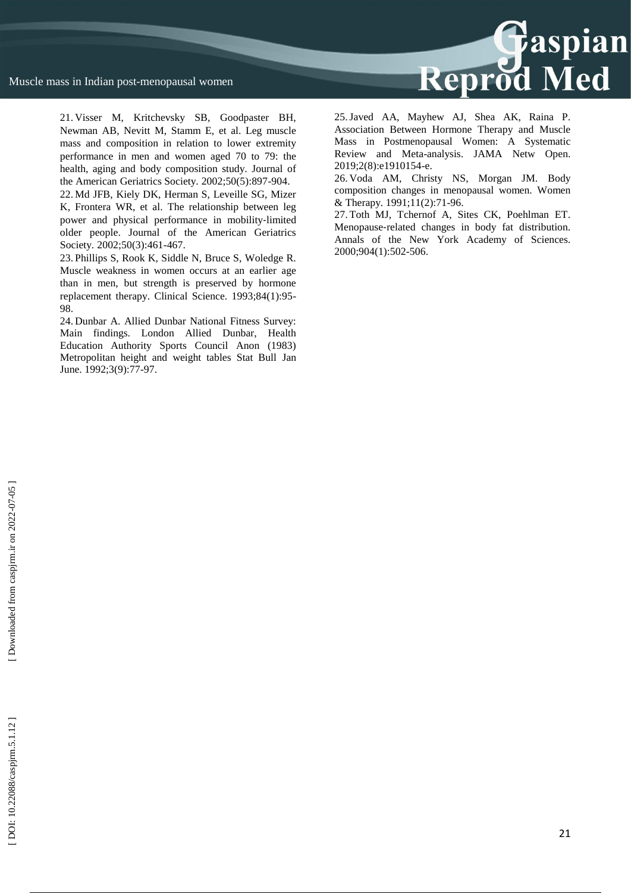21. Visser M, Kritchevsky SB, Goodpaster BH, Newman AB, Nevitt M, Stamm E, et al. Leg muscle mass and composition in relation to lower extremity performance in men and women aged 70 to 79: the health, aging and body composition study. Journal of the American Geriatrics Society. 2002;50(5):897-904.

22. Md JFB, Kiely DK, Herman S, Leveille SG, Mizer K, Frontera WR, et al. The relationship between leg power and physical performance in mobility-limited older people. Journal of the American Geriatrics Society. 2002;50(3):461-467.

23. Phillips S, Rook K, Siddle N, Bruce S, Woledge R. Muscle weakness in women occurs at an earlier age than in men, but strength is preserved by hormone replacement therapy. Clinical Science. 1993;84(1):95-98.

24. Dunbar A. Allied Dunbar National Fitness Survey: Main findings. London Allied Dunbar, Health Education Authority Sports Council Anon (1983) Metropolitan height and weight tables Stat Bull Jan June. 1992;3(9):77-97.

25. Javed AA, Mayhew AJ, Shea AK, Raina P. Association Between Hormone Therapy and Muscle Mass in Postmenopausal Women: A Systematic Review and Meta-analysis. JAMA Netw Open. 2019;2(8):e1910154-e.

26. Voda AM, Christy NS, Morgan JM. Body composition changes in menopausal women. Women & Therapy. 1991;11(2):71-96.

27. Toth MJ, Tchernof A, Sites CK, Poehlman ET. Menopause-related changes in body fat distribution. Annals of the New York Academy of Sciences. 2000;904(1):502-506.